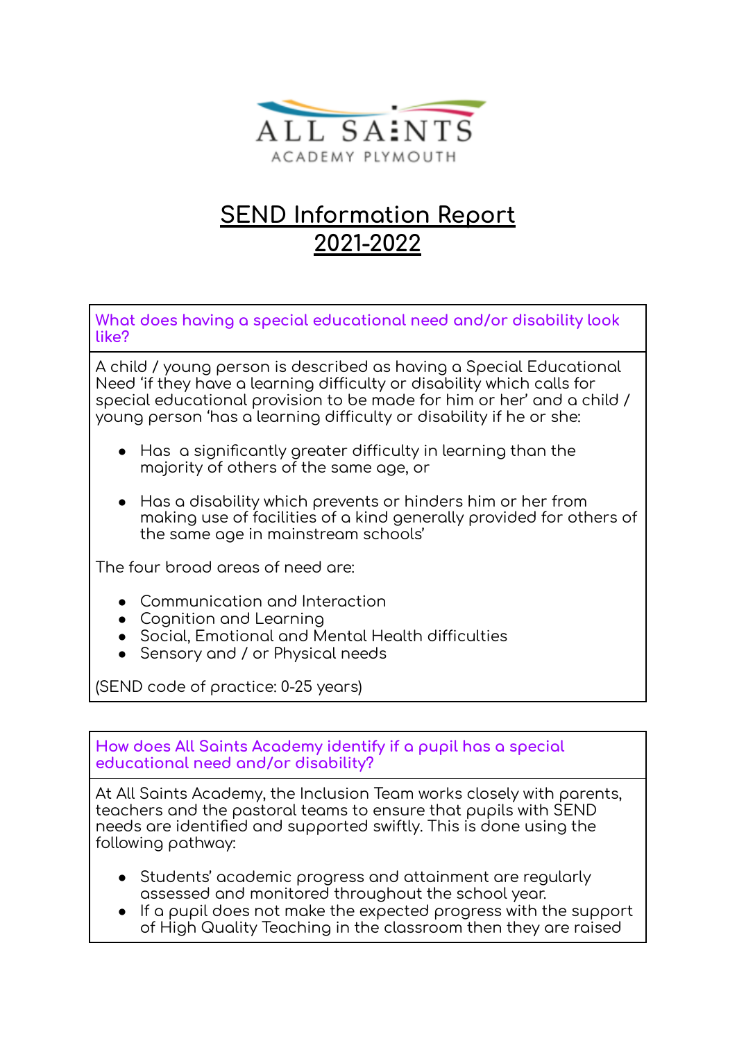ALL SAINTS
ACADEMY PLYMOUTH

# SEND Information Report
# 2021-2022

## What does having a special educational need and/or disability look like?

A child / young person is described as having a Special Educational Need 'if they have a learning difficulty or disability which calls for special educational provision to be made for him or her' and a child / young person 'has a learning difficulty or disability if he or she:

- Has a significantly greater difficulty in learning than the majority of others of the same age, or

- Has a disability which prevents or hinders him or her from making use of facilities of a kind generally provided for others of the same age in mainstream schools'

The four broad areas of need are:

- Communication and Interaction
- Cognition and Learning
- Social, Emotional and Mental Health difficulties
- Sensory and / or Physical needs

(SEND code of practice: 0-25 years)

## How does All Saints Academy identify if a pupil has a special educational need and/or disability?

At All Saints Academy, the Inclusion Team works closely with parents, teachers and the pastoral teams to ensure that pupils with SEND needs are identified and supported swiftly. This is done using the following pathway:

- Students' academic progress and attainment are regularly assessed and monitored throughout the school year.
- If a pupil does not make the expected progress with the support of High Quality Teaching in the classroom then they are raised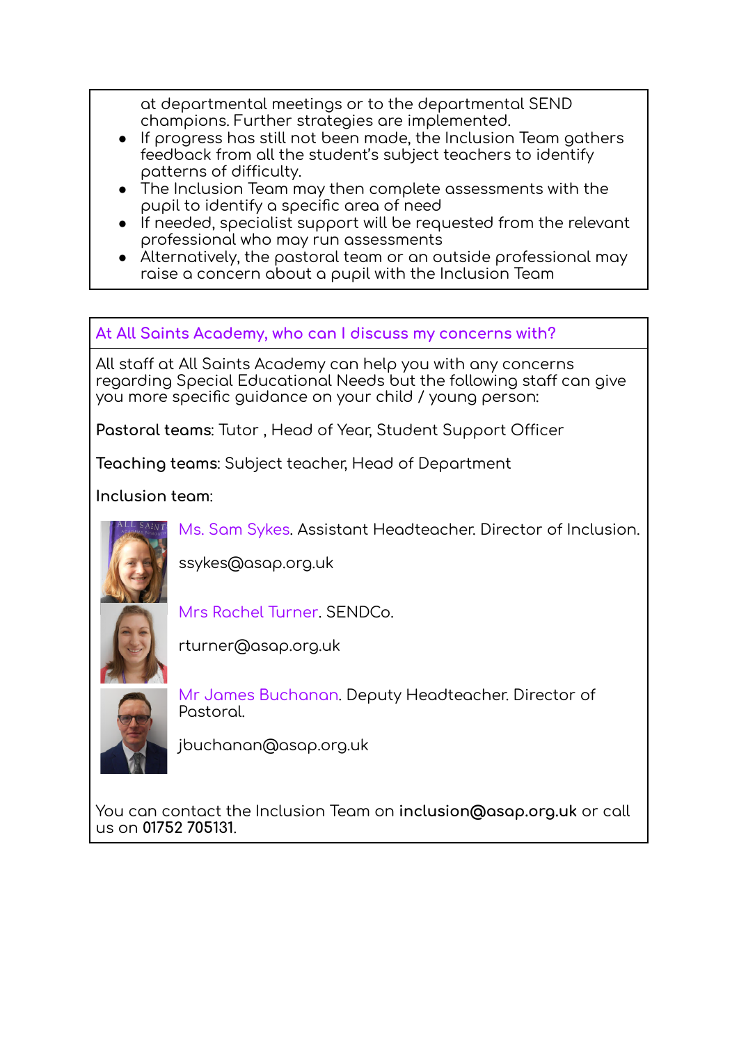at departmental meetings or to the departmental SEND champions. Further strategies are implemented.

- If progress has still not been made, the Inclusion Team gathers feedback from all the student's subject teachers to identify patterns of difficulty.
- The Inclusion Team may then complete assessments with the pupil to identify a specific area of need
- If needed, specialist support will be requested from the relevant professional who may run assessments
- Alternatively, the pastoral team or an outside professional may raise a concern about a pupil with the Inclusion Team

## At All Saints Academy, who can I discuss my concerns with?

All staff at All Saints Academy can help you with any concerns regarding Special Educational Needs but the following staff can give you more specific guidance on your child / young person:

**Pastoral teams**: Tutor , Head of Year, Student Support Officer

**Teaching teams**: Subject teacher, Head of Department

**Inclusion team**:

Ms. Sam Sykes. Assistant Headteacher. Director of Inclusion.

ssykes@asap.org.uk

Mrs Rachel Turner. SENDCo.

rturner@asap.org.uk

Mr James Buchanan. Deputy Headteacher. Director of Pastoral.

jbuchanan@asap.org.uk

You can contact the Inclusion Team on **inclusion@asap.org.uk** or call us on **01752 705131**.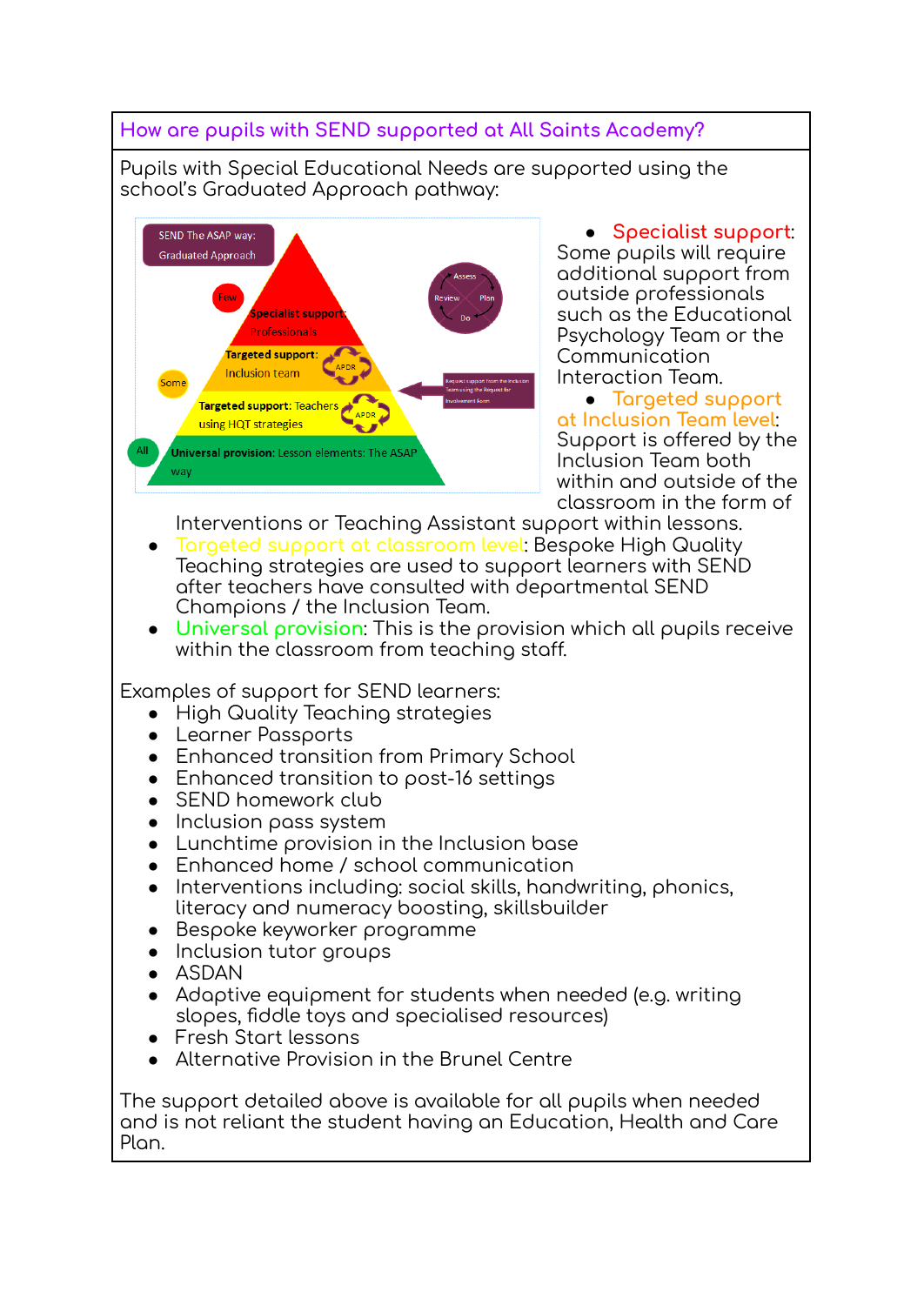## How are pupils with SEND supported at All Saints Academy?

Pupils with Special Educational Needs are supported using the school's Graduated Approach pathway:

- **Specialist support**: Some pupils will require additional support from outside professionals such as the Educational Psychology Team or the Communication Interaction Team.
- **Targeted support at Inclusion Team level**: Support is offered by the Inclusion Team both within and outside of the classroom in the form of Interventions or Teaching Assistant support within lessons.
- **Targeted support at classroom level**: Bespoke High Quality Teaching strategies are used to support learners with SEND after teachers have consulted with departmental SEND Champions / the Inclusion Team.
- **Universal provision**: This is the provision which all pupils receive within the classroom from teaching staff.

Examples of support for SEND learners:

- High Quality Teaching strategies
- Learner Passports
- Enhanced transition from Primary School
- Enhanced transition to post-16 settings
- SEND homework club
- Inclusion pass system
- Lunchtime provision in the Inclusion base
- Enhanced home / school communication
- Interventions including: social skills, handwriting, phonics, literacy and numeracy boosting, skillsbuilder
- Bespoke keyworker programme
- Inclusion tutor groups
- ASDAN
- Adaptive equipment for students when needed (e.g. writing slopes, fiddle toys and specialised resources)
- Fresh Start lessons
- Alternative Provision in the Brunel Centre

The support detailed above is available for all pupils when needed and is not reliant the student having an Education, Health and Care Plan.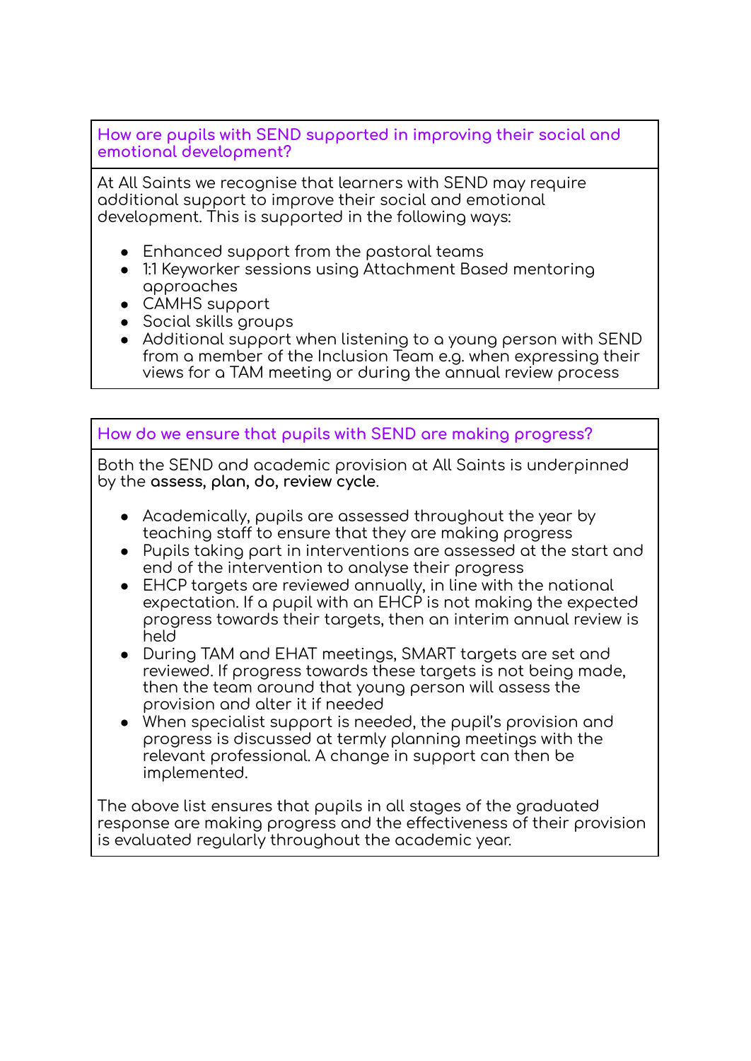### How are pupils with SEND supported in improving their social and emotional development?

At All Saints we recognise that learners with SEND may require additional support to improve their social and emotional development. This is supported in the following ways:

- Enhanced support from the pastoral teams
- 1:1 Keyworker sessions using Attachment Based mentoring approaches
- CAMHS support
- Social skills groups
- Additional support when listening to a young person with SEND from a member of the Inclusion Team e.g. when expressing their views for a TAM meeting or during the annual review process

### How do we ensure that pupils with SEND are making progress?

Both the SEND and academic provision at All Saints is underpinned by the **assess, plan, do, review cycle**.

- Academically, pupils are assessed throughout the year by teaching staff to ensure that they are making progress
- Pupils taking part in interventions are assessed at the start and end of the intervention to analyse their progress
- EHCP targets are reviewed annually, in line with the national expectation. If a pupil with an EHCP is not making the expected progress towards their targets, then an interim annual review is held
- During TAM and EHAT meetings, SMART targets are set and reviewed. If progress towards these targets is not being made, then the team around that young person will assess the provision and alter it if needed
- When specialist support is needed, the pupil's provision and progress is discussed at termly planning meetings with the relevant professional. A change in support can then be implemented.

The above list ensures that pupils in all stages of the graduated response are making progress and the effectiveness of their provision is evaluated regularly throughout the academic year.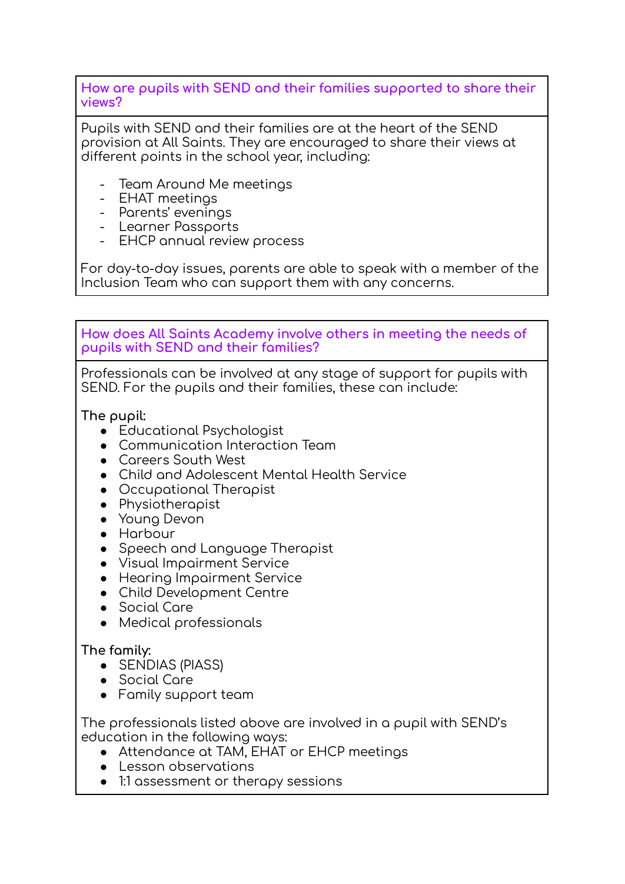## How are pupils with SEND and their families supported to share their views?

Pupils with SEND and their families are at the heart of the SEND provision at All Saints. They are encouraged to share their views at different points in the school year, including:

- Team Around Me meetings
- EHAT meetings
- Parents' evenings
- Learner Passports
- EHCP annual review process

For day-to-day issues, parents are able to speak with a member of the Inclusion Team who can support them with any concerns.

## How does All Saints Academy involve others in meeting the needs of pupils with SEND and their families?

Professionals can be involved at any stage of support for pupils with SEND. For the pupils and their families, these can include:

**The pupil:**

- Educational Psychologist
- Communication Interaction Team
- Careers South West
- Child and Adolescent Mental Health Service
- Occupational Therapist
- Physiotherapist
- Young Devon
- Harbour
- Speech and Language Therapist
- Visual Impairment Service
- Hearing Impairment Service
- Child Development Centre
- Social Care
- Medical professionals

**The family:**

- SENDIAS (PIASS)
- Social Care
- Family support team

The professionals listed above are involved in a pupil with SEND's education in the following ways:

- Attendance at TAM, EHAT or EHCP meetings
- Lesson observations
- 1:1 assessment or therapy sessions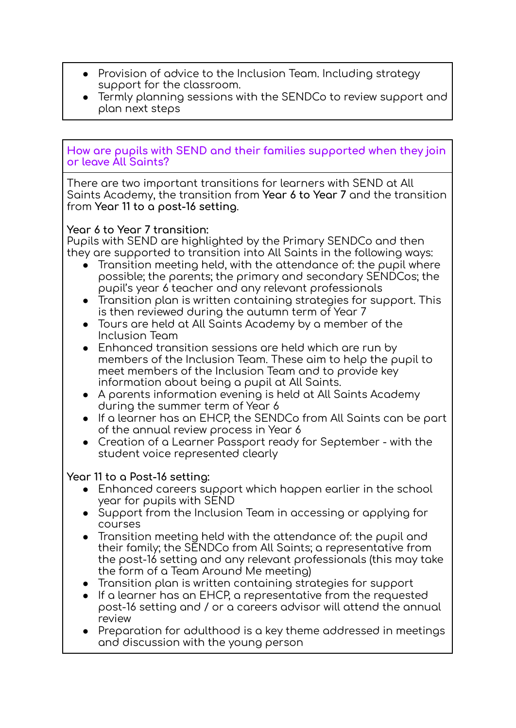- Provision of advice to the Inclusion Team. Including strategy support for the classroom.
- Termly planning sessions with the SENDCo to review support and plan next steps

## How are pupils with SEND and their families supported when they join or leave All Saints?

There are two important transitions for learners with SEND at All Saints Academy, the transition from **Year 6 to Year 7** and the transition from **Year 11 to a post-16 setting**.

**Year 6 to Year 7 transition:**
Pupils with SEND are highlighted by the Primary SENDCo and then they are supported to transition into All Saints in the following ways:

- Transition meeting held, with the attendance of: the pupil where possible; the parents; the primary and secondary SENDCos; the pupil's year 6 teacher and any relevant professionals
- Transition plan is written containing strategies for support. This is then reviewed during the autumn term of Year 7
- Tours are held at All Saints Academy by a member of the Inclusion Team
- Enhanced transition sessions are held which are run by members of the Inclusion Team. These aim to help the pupil to meet members of the Inclusion Team and to provide key information about being a pupil at All Saints.
- A parents information evening is held at All Saints Academy during the summer term of Year 6
- If a learner has an EHCP, the SENDCo from All Saints can be part of the annual review process in Year 6
- Creation of a Learner Passport ready for September - with the student voice represented clearly

**Year 11 to a Post-16 setting:**

- Enhanced careers support which happen earlier in the school year for pupils with SEND
- Support from the Inclusion Team in accessing or applying for courses
- Transition meeting held with the attendance of: the pupil and their family; the SENDCo from All Saints; a representative from the post-16 setting and any relevant professionals (this may take the form of a Team Around Me meeting)
- Transition plan is written containing strategies for support
- If a learner has an EHCP, a representative from the requested post-16 setting and / or a careers advisor will attend the annual review
- Preparation for adulthood is a key theme addressed in meetings and discussion with the young person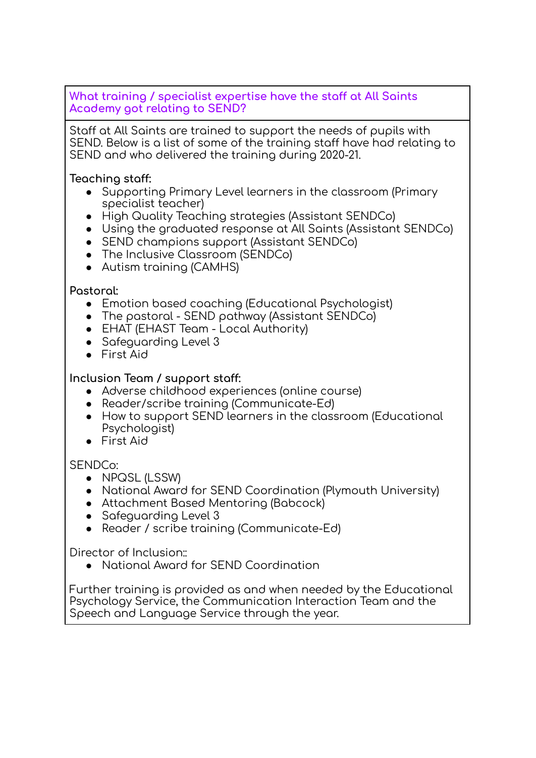## What training / specialist expertise have the staff at All Saints Academy got relating to SEND?

Staff at All Saints are trained to support the needs of pupils with SEND. Below is a list of some of the training staff have had relating to SEND and who delivered the training during 2020-21.

**Teaching staff:**

- Supporting Primary Level learners in the classroom (Primary specialist teacher)
- High Quality Teaching strategies (Assistant SENDCo)
- Using the graduated response at All Saints (Assistant SENDCo)
- SEND champions support (Assistant SENDCo)
- The Inclusive Classroom (SENDCo)
- Autism training (CAMHS)

**Pastoral:**

- Emotion based coaching (Educational Psychologist)
- The pastoral - SEND pathway (Assistant SENDCo)
- EHAT (EHAST Team - Local Authority)
- Safeguarding Level 3
- First Aid

**Inclusion Team / support staff:**

- Adverse childhood experiences (online course)
- Reader/scribe training (Communicate-Ed)
- How to support SEND learners in the classroom (Educational Psychologist)
- First Aid

SENDCo:

- NPQSL (LSSW)
- National Award for SEND Coordination (Plymouth University)
- Attachment Based Mentoring (Babcock)
- Safeguarding Level 3
- Reader / scribe training (Communicate-Ed)

Director of Inclusion::

- National Award for SEND Coordination

Further training is provided as and when needed by the Educational Psychology Service, the Communication Interaction Team and the Speech and Language Service through the year.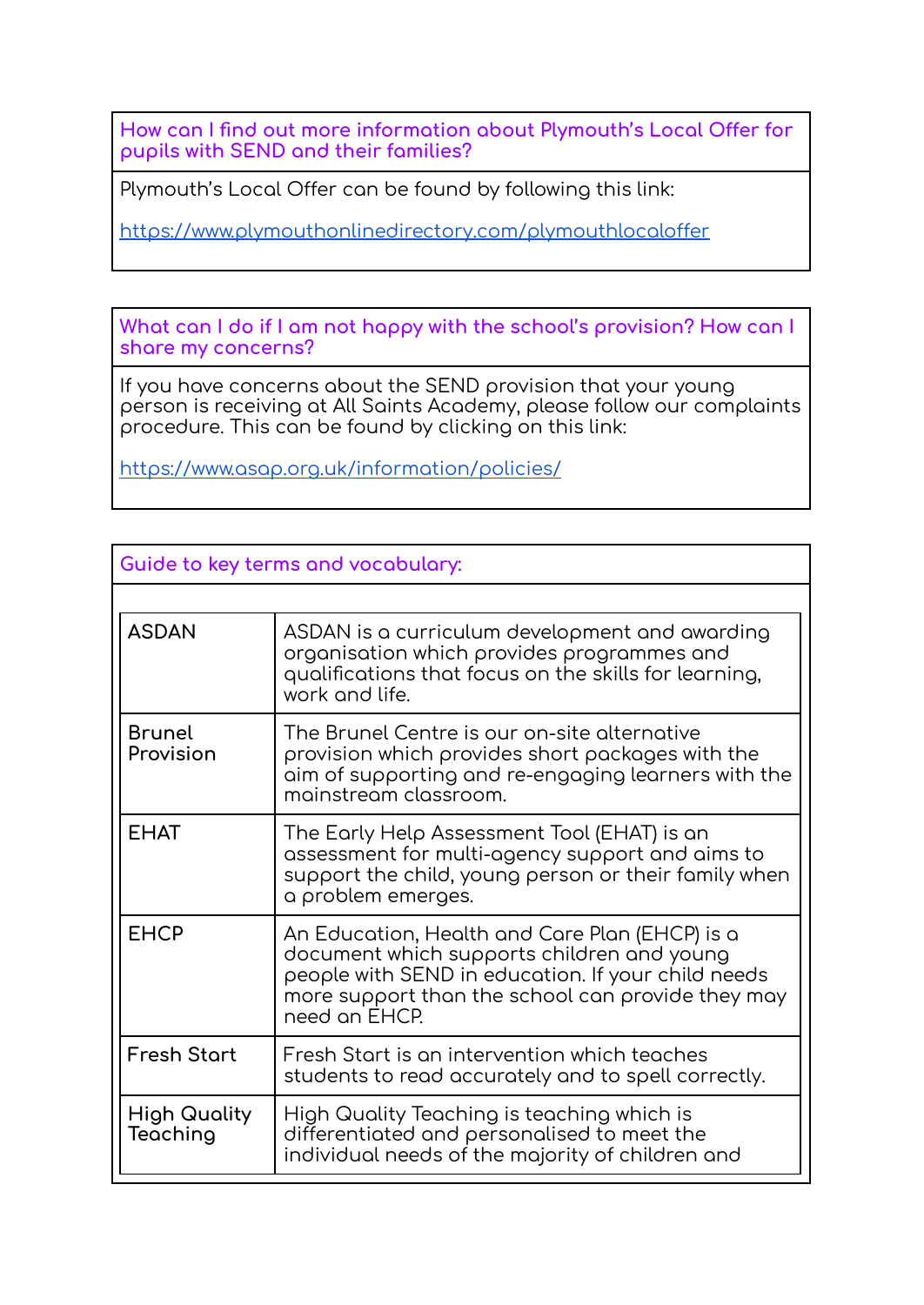## How can I find out more information about Plymouth's Local Offer for pupils with SEND and their families?

Plymouth's Local Offer can be found by following this link:

https://www.plymouthonlinedirectory.com/plymouthlocaloffer

## What can I do if I am not happy with the school's provision? How can I share my concerns?

If you have concerns about the SEND provision that your young person is receiving at All Saints Academy, please follow our complaints procedure. This can be found by clicking on this link:

https://www.asap.org.uk/information/policies/

## Guide to key terms and vocabulary:

| | |
|---|---|
| **ASDAN** | ASDAN is a curriculum development and awarding organisation which provides programmes and qualifications that focus on the skills for learning, work and life. |
| **Brunel Provision** | The Brunel Centre is our on-site alternative provision which provides short packages with the aim of supporting and re-engaging learners with the mainstream classroom. |
| **EHAT** | The Early Help Assessment Tool (EHAT) is an assessment for multi-agency support and aims to support the child, young person or their family when a problem emerges. |
| **EHCP** | An Education, Health and Care Plan (EHCP) is a document which supports children and young people with SEND in education. If your child needs more support than the school can provide they may need an EHCP. |
| **Fresh Start** | Fresh Start is an intervention which teaches students to read accurately and to spell correctly. |
| **High Quality Teaching** | High Quality Teaching is teaching which is differentiated and personalised to meet the individual needs of the majority of children and |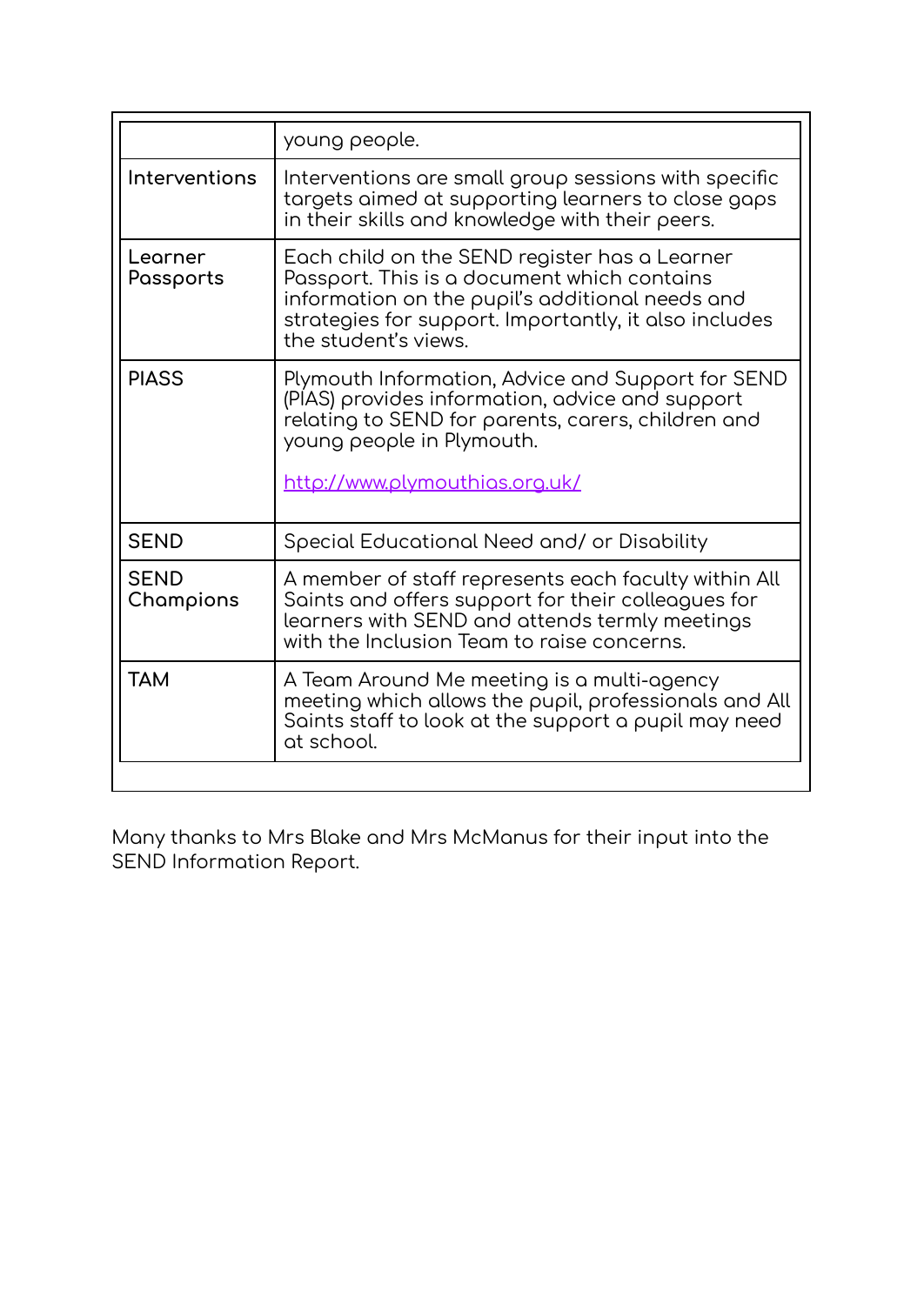| | |
|---|---|
| | young people. |
| **Interventions** | Interventions are small group sessions with specific targets aimed at supporting learners to close gaps in their skills and knowledge with their peers. |
| **Learner Passports** | Each child on the SEND register has a Learner Passport. This is a document which contains information on the pupil's additional needs and strategies for support. Importantly, it also includes the student's views. |
| **PIASS** | Plymouth Information, Advice and Support for SEND (PIAS) provides information, advice and support relating to SEND for parents, carers, children and young people in Plymouth. [http://www.plymouthias.org.uk/](http://www.plymouthias.org.uk/) |
| **SEND** | Special Educational Need and/ or Disability |
| **SEND Champions** | A member of staff represents each faculty within All Saints and offers support for their colleagues for learners with SEND and attends termly meetings with the Inclusion Team to raise concerns. |
| **TAM** | A Team Around Me meeting is a multi-agency meeting which allows the pupil, professionals and All Saints staff to look at the support a pupil may need at school. |

Many thanks to Mrs Blake and Mrs McManus for their input into the SEND Information Report.